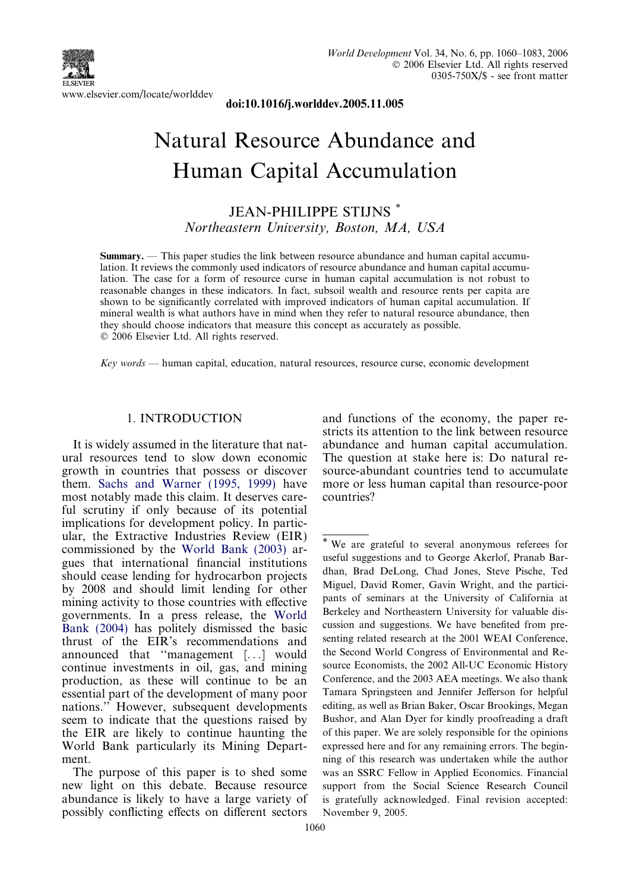doi:10.1016/j.worlddev.2005.11.005

# Natural Resource Abundance and Human Capital Accumulation

## JEAN-PHILIPPE STIJNS [*]

*Northeastern University, Boston, MA, USA*

**Summary.** — This paper studies the link between resource abundance and human capital accumulation. It reviews the commonly used indicators of resource abundance and human capital accumulation. The case for a form of resource curse in human capital accumulation is not robust to reasonable changes in these indicators. In fact, subsoil wealth and resource rents per capita are shown to be significantly correlated with improved indicators of human capital accumulation. If mineral wealth is what authors have in mind when they refer to natural resource abundance, then they should choose indicators that measure this concept as accurately as possible.
© 2006 Elsevier Ltd. All rights reserved.

*Key words* — human capital, education, natural resources, resource curse, economic development

## 1. INTRODUCTION

It is widely assumed in the literature that natural resources tend to slow down economic growth in countries that possess or discover them. Sachs and Warner (1995, 1999) have most notably made this claim. It deserves careful scrutiny if only because of its potential implications for development policy. In particular, the Extractive Industries Review (EIR) commissioned by the World Bank (2003) argues that international financial institutions should cease lending for hydrocarbon projects by 2008 and should limit lending for other mining activity to those countries with effective governments. In a press release, the World Bank (2004) has politely dismissed the basic thrust of the EIR's recommendations and announced that "management [...] would continue investments in oil, gas, and mining production, as these will continue to be an essential part of the development of many poor nations." However, subsequent developments seem to indicate that the questions raised by the EIR are likely to continue haunting the World Bank particularly its Mining Department.

The purpose of this paper is to shed some new light on this debate. Because resource abundance is likely to have a large variety of possibly conflicting effects on different sectors and functions of the economy, the paper restricts its attention to the link between resource abundance and human capital accumulation. The question at stake here is: Do natural resource-abundant countries tend to accumulate more or less human capital than resource-poor countries?

---

[*] We are grateful to several anonymous referees for useful suggestions and to George Akerlof, Pranab Bardhan, Brad DeLong, Chad Jones, Steve Pische, Ted Miguel, David Romer, Gavin Wright, and the participants of seminars at the University of California at Berkeley and Northeastern University for valuable discussion and suggestions. We have benefited from presenting related research at the 2001 WEAI Conference, the Second World Congress of Environmental and Resource Economists, the 2002 All-UC Economic History Conference, and the 2003 AEA meetings. We also thank Tamara Springsteen and Jennifer Jefferson for helpful editing, as well as Brian Baker, Oscar Brookings, Megan Bushor, and Alan Dyer for kindly proofreading a draft of this paper. We are solely responsible for the opinions expressed here and for any remaining errors. The beginning of this research was undertaken while the author was an SSRC Fellow in Applied Economics. Financial support from the Social Science Research Council is gratefully acknowledged. Final revision accepted: November 9, 2005.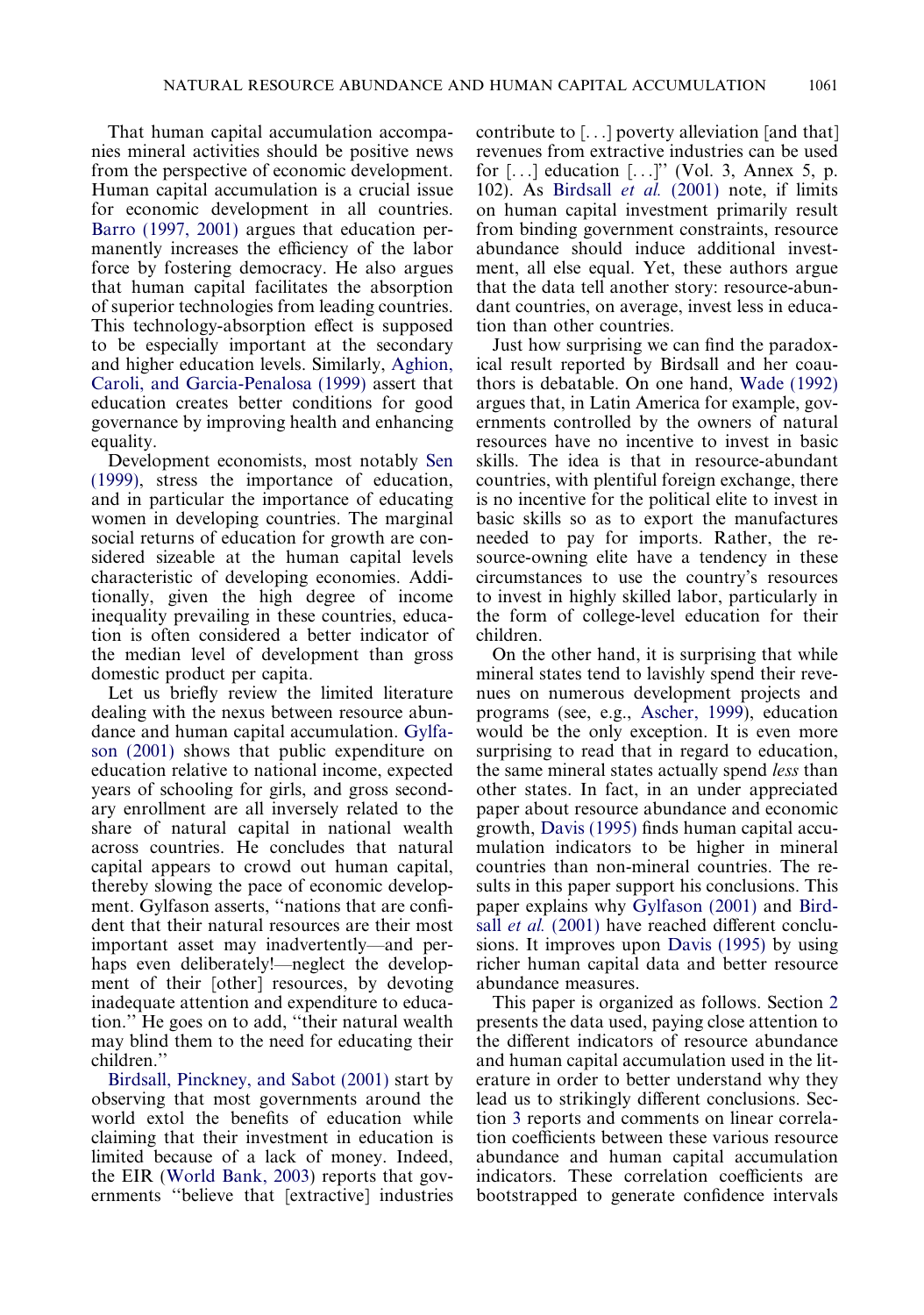That human capital accumulation accompanies mineral activities should be positive news from the perspective of economic development. Human capital accumulation is a crucial issue for economic development in all countries. Barro (1997, 2001) argues that education permanently increases the efficiency of the labor force by fostering democracy. He also argues that human capital facilitates the absorption of superior technologies from leading countries. This technology-absorption effect is supposed to be especially important at the secondary and higher education levels. Similarly, Aghion, Caroli, and Garcia-Penalosa (1999) assert that education creates better conditions for good governance by improving health and enhancing equality.

Development economists, most notably Sen (1999), stress the importance of education, and in particular the importance of educating women in developing countries. The marginal social returns of education for growth are considered sizeable at the human capital levels characteristic of developing economies. Additionally, given the high degree of income inequality prevailing in these countries, education is often considered a better indicator of the median level of development than gross domestic product per capita.

Let us briefly review the limited literature dealing with the nexus between resource abundance and human capital accumulation. Gylfason (2001) shows that public expenditure on education relative to national income, expected years of schooling for girls, and gross secondary enrollment are all inversely related to the share of natural capital in national wealth across countries. He concludes that natural capital appears to crowd out human capital, thereby slowing the pace of economic development. Gylfason asserts, "nations that are confident that their natural resources are their most important asset may inadvertently—and perhaps even deliberately!—neglect the development of their [other] resources, by devoting inadequate attention and expenditure to education." He goes on to add, "their natural wealth may blind them to the need for educating their children."

Birdsall, Pinckney, and Sabot (2001) start by observing that most governments around the world extol the benefits of education while claiming that their investment in education is limited because of a lack of money. Indeed, the EIR (World Bank, 2003) reports that governments "believe that [extractive] industries contribute to [...] poverty alleviation [and that] revenues from extractive industries can be used for [...] education [...]" (Vol. 3, Annex 5, p. 102). As Birdsall *et al.* (2001) note, if limits on human capital investment primarily result from binding government constraints, resource abundance should induce additional investment, all else equal. Yet, these authors argue that the data tell another story: resource-abundant countries, on average, invest less in education than other countries.

Just how surprising we can find the paradoxical result reported by Birdsall and her coauthors is debatable. On one hand, Wade (1992) argues that, in Latin America for example, governments controlled by the owners of natural resources have no incentive to invest in basic skills. The idea is that in resource-abundant countries, with plentiful foreign exchange, there is no incentive for the political elite to invest in basic skills so as to export the manufactures needed to pay for imports. Rather, the resource-owning elite have a tendency in these circumstances to use the country's resources to invest in highly skilled labor, particularly in the form of college-level education for their children.

On the other hand, it is surprising that while mineral states tend to lavishly spend their revenues on numerous development projects and programs (see, e.g., Ascher, 1999), education would be the only exception. It is even more surprising to read that in regard to education, the same mineral states actually spend *less* than other states. In fact, in an under appreciated paper about resource abundance and economic growth, Davis (1995) finds human capital accumulation indicators to be higher in mineral countries than non-mineral countries. The results in this paper support his conclusions. This paper explains why Gylfason (2001) and Birdsall *et al.* (2001) have reached different conclusions. It improves upon Davis (1995) by using richer human capital data and better resource abundance measures.

This paper is organized as follows. Section 2 presents the data used, paying close attention to the different indicators of resource abundance and human capital accumulation used in the literature in order to better understand why they lead us to strikingly different conclusions. Section 3 reports and comments on linear correlation coefficients between these various resource abundance and human capital accumulation indicators. These correlation coefficients are bootstrapped to generate confidence intervals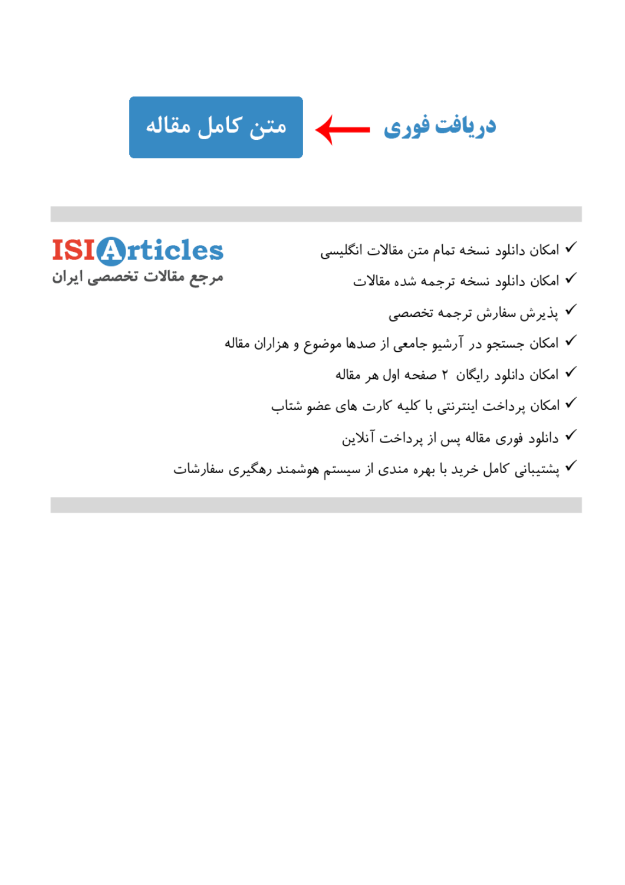دریافت فوری ← **متن کامل مقاله**

**ISIArticles**
مرجع مقالات تخصصی ایران

- ✓ امکان دانلود نسخه تمام متن مقالات انگلیسی
- ✓ امکان دانلود نسخه ترجمه شده مقالات
- ✓ پذیرش سفارش ترجمه تخصصی
- ✓ امکان جستجو در آرشیو جامعی از صدها موضوع و هزاران مقاله
- ✓ امکان دانلود رایگان ۲ صفحه اول هر مقاله
- ✓ امکان پرداخت اینترنتی با کلیه کارت های عضو شتاب
- ✓ دانلود فوری مقاله پس از پرداخت آنلاین
- ✓ پشتیبانی کامل خرید با بهره مندی از سیستم هوشمند رهگیری سفارشات